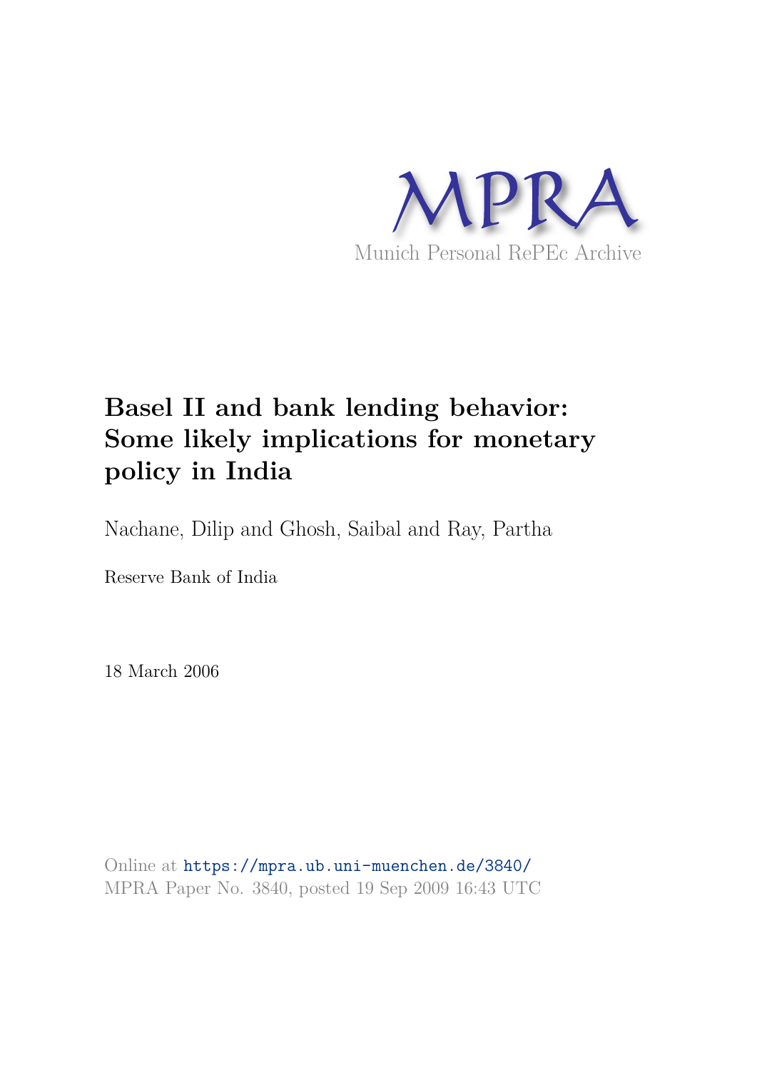MPRA

Munich Personal RePEc Archive

# Basel II and bank lending behavior: Some likely implications for monetary policy in India

Nachane, Dilip and Ghosh, Saibal and Ray, Partha

Reserve Bank of India

18 March 2006

Online at https://mpra.ub.uni-muenchen.de/3840/
MPRA Paper No. 3840, posted 19 Sep 2009 16:43 UTC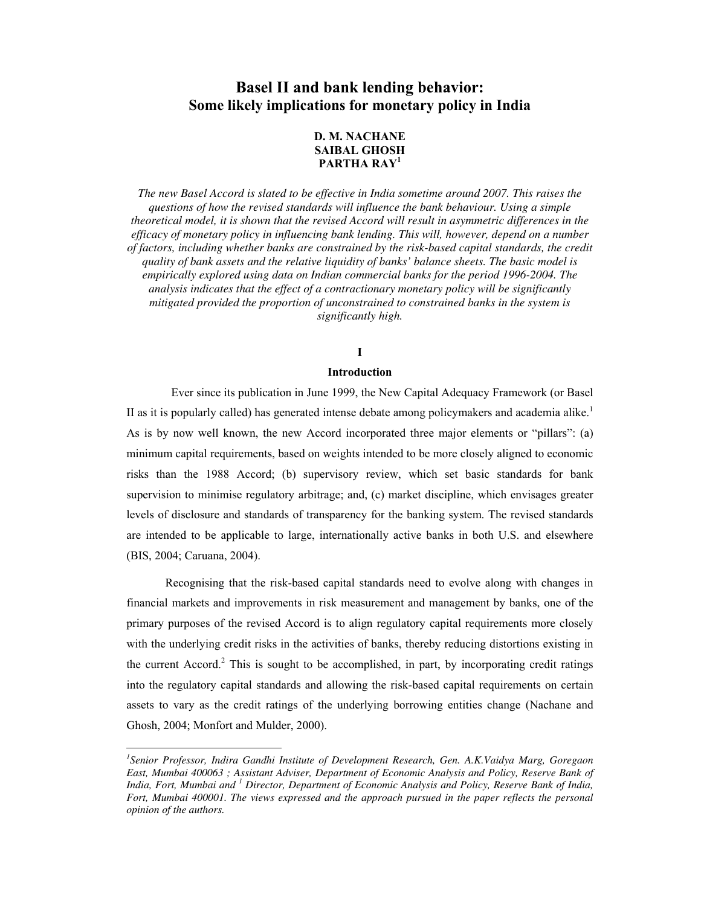# Basel II and bank lending behavior: Some likely implications for monetary policy in India

**D. M. NACHANE**
**SAIBAL GHOSH**
**PARTHA RAY[1]**

*The new Basel Accord is slated to be effective in India sometime around 2007. This raises the questions of how the revised standards will influence the bank behaviour. Using a simple theoretical model, it is shown that the revised Accord will result in asymmetric differences in the efficacy of monetary policy in influencing bank lending. This will, however, depend on a number of factors, including whether banks are constrained by the risk-based capital standards, the credit quality of bank assets and the relative liquidity of banks' balance sheets. The basic model is empirically explored using data on Indian commercial banks for the period 1996-2004. The analysis indicates that the effect of a contractionary monetary policy will be significantly mitigated provided the proportion of unconstrained to constrained banks in the system is significantly high.*

## I

## Introduction

Ever since its publication in June 1999, the New Capital Adequacy Framework (or Basel II as it is popularly called) has generated intense debate among policymakers and academia alike.[1] As is by now well known, the new Accord incorporated three major elements or "pillars": (a) minimum capital requirements, based on weights intended to be more closely aligned to economic risks than the 1988 Accord; (b) supervisory review, which set basic standards for bank supervision to minimise regulatory arbitrage; and, (c) market discipline, which envisages greater levels of disclosure and standards of transparency for the banking system. The revised standards are intended to be applicable to large, internationally active banks in both U.S. and elsewhere (BIS, 2004; Caruana, 2004).

Recognising that the risk-based capital standards need to evolve along with changes in financial markets and improvements in risk measurement and management by banks, one of the primary purposes of the revised Accord is to align regulatory capital requirements more closely with the underlying credit risks in the activities of banks, thereby reducing distortions existing in the current Accord.[2] This is sought to be accomplished, in part, by incorporating credit ratings into the regulatory capital standards and allowing the risk-based capital requirements on certain assets to vary as the credit ratings of the underlying borrowing entities change (Nachane and Ghosh, 2004; Monfort and Mulder, 2000).

---

*[1]Senior Professor, Indira Gandhi Institute of Development Research, Gen. A.K.Vaidya Marg, Goregaon East, Mumbai 400063 ; Assistant Adviser, Department of Economic Analysis and Policy, Reserve Bank of India, Fort, Mumbai and [1] Director, Department of Economic Analysis and Policy, Reserve Bank of India, Fort, Mumbai 400001. The views expressed and the approach pursued in the paper reflects the personal opinion of the authors.*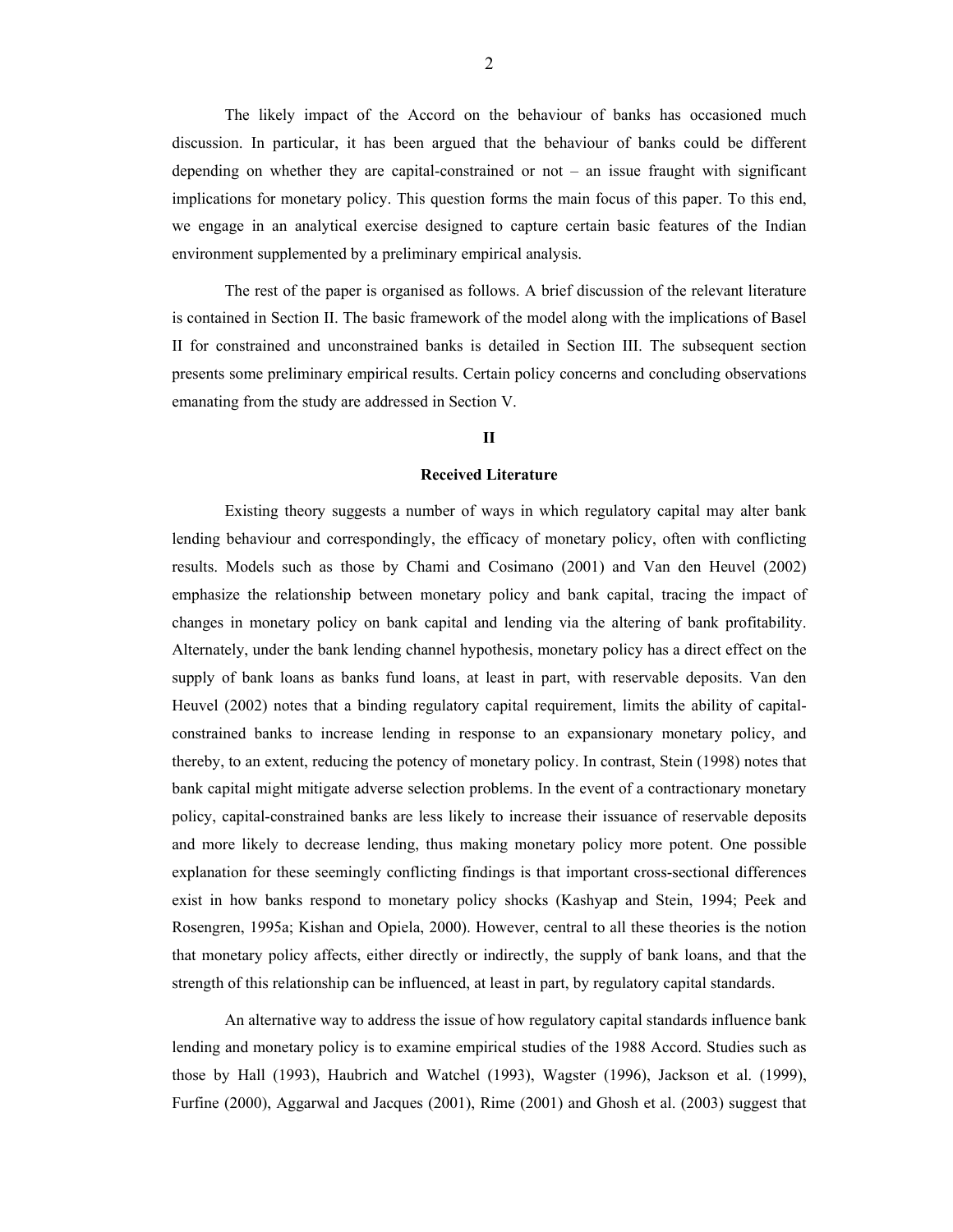The likely impact of the Accord on the behaviour of banks has occasioned much discussion. In particular, it has been argued that the behaviour of banks could be different depending on whether they are capital-constrained or not – an issue fraught with significant implications for monetary policy. This question forms the main focus of this paper. To this end, we engage in an analytical exercise designed to capture certain basic features of the Indian environment supplemented by a preliminary empirical analysis.

The rest of the paper is organised as follows. A brief discussion of the relevant literature is contained in Section II. The basic framework of the model along with the implications of Basel II for constrained and unconstrained banks is detailed in Section III. The subsequent section presents some preliminary empirical results. Certain policy concerns and concluding observations emanating from the study are addressed in Section V.

## II

## Received Literature

Existing theory suggests a number of ways in which regulatory capital may alter bank lending behaviour and correspondingly, the efficacy of monetary policy, often with conflicting results. Models such as those by Chami and Cosimano (2001) and Van den Heuvel (2002) emphasize the relationship between monetary policy and bank capital, tracing the impact of changes in monetary policy on bank capital and lending via the altering of bank profitability. Alternately, under the bank lending channel hypothesis, monetary policy has a direct effect on the supply of bank loans as banks fund loans, at least in part, with reservable deposits. Van den Heuvel (2002) notes that a binding regulatory capital requirement, limits the ability of capital-constrained banks to increase lending in response to an expansionary monetary policy, and thereby, to an extent, reducing the potency of monetary policy. In contrast, Stein (1998) notes that bank capital might mitigate adverse selection problems. In the event of a contractionary monetary policy, capital-constrained banks are less likely to increase their issuance of reservable deposits and more likely to decrease lending, thus making monetary policy more potent. One possible explanation for these seemingly conflicting findings is that important cross-sectional differences exist in how banks respond to monetary policy shocks (Kashyap and Stein, 1994; Peek and Rosengren, 1995a; Kishan and Opiela, 2000). However, central to all these theories is the notion that monetary policy affects, either directly or indirectly, the supply of bank loans, and that the strength of this relationship can be influenced, at least in part, by regulatory capital standards.

An alternative way to address the issue of how regulatory capital standards influence bank lending and monetary policy is to examine empirical studies of the 1988 Accord. Studies such as those by Hall (1993), Haubrich and Watchel (1993), Wagster (1996), Jackson et al. (1999), Furfine (2000), Aggarwal and Jacques (2001), Rime (2001) and Ghosh et al. (2003) suggest that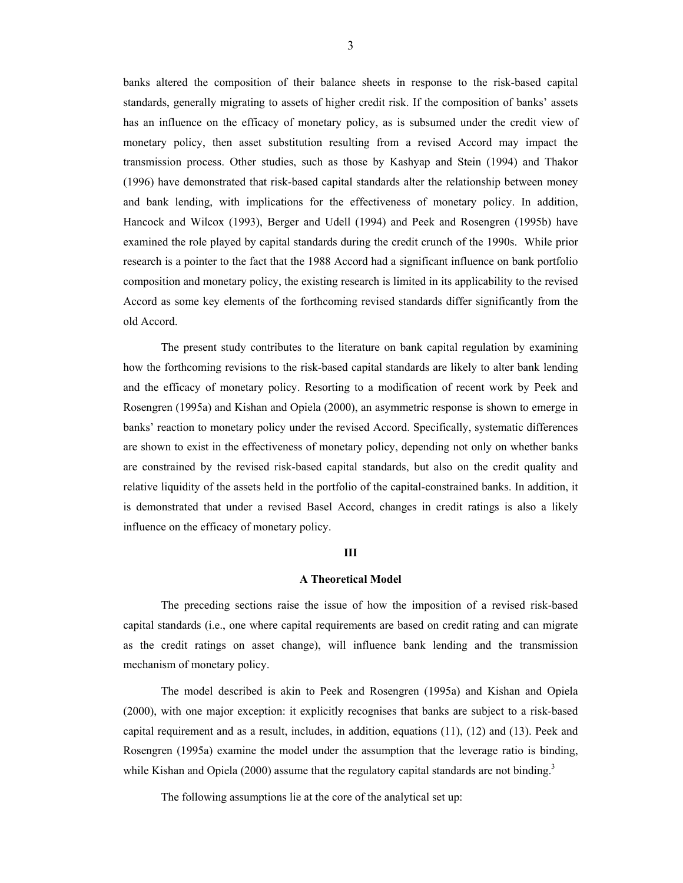banks altered the composition of their balance sheets in response to the risk-based capital standards, generally migrating to assets of higher credit risk. If the composition of banks' assets has an influence on the efficacy of monetary policy, as is subsumed under the credit view of monetary policy, then asset substitution resulting from a revised Accord may impact the transmission process. Other studies, such as those by Kashyap and Stein (1994) and Thakor (1996) have demonstrated that risk-based capital standards alter the relationship between money and bank lending, with implications for the effectiveness of monetary policy. In addition, Hancock and Wilcox (1993), Berger and Udell (1994) and Peek and Rosengren (1995b) have examined the role played by capital standards during the credit crunch of the 1990s. While prior research is a pointer to the fact that the 1988 Accord had a significant influence on bank portfolio composition and monetary policy, the existing research is limited in its applicability to the revised Accord as some key elements of the forthcoming revised standards differ significantly from the old Accord.

The present study contributes to the literature on bank capital regulation by examining how the forthcoming revisions to the risk-based capital standards are likely to alter bank lending and the efficacy of monetary policy. Resorting to a modification of recent work by Peek and Rosengren (1995a) and Kishan and Opiela (2000), an asymmetric response is shown to emerge in banks' reaction to monetary policy under the revised Accord. Specifically, systematic differences are shown to exist in the effectiveness of monetary policy, depending not only on whether banks are constrained by the revised risk-based capital standards, but also on the credit quality and relative liquidity of the assets held in the portfolio of the capital-constrained banks. In addition, it is demonstrated that under a revised Basel Accord, changes in credit ratings is also a likely influence on the efficacy of monetary policy.

## III

### A Theoretical Model

The preceding sections raise the issue of how the imposition of a revised risk-based capital standards (i.e., one where capital requirements are based on credit rating and can migrate as the credit ratings on asset change), will influence bank lending and the transmission mechanism of monetary policy.

The model described is akin to Peek and Rosengren (1995a) and Kishan and Opiela (2000), with one major exception: it explicitly recognises that banks are subject to a risk-based capital requirement and as a result, includes, in addition, equations (11), (12) and (13). Peek and Rosengren (1995a) examine the model under the assumption that the leverage ratio is binding, while Kishan and Opiela (2000) assume that the regulatory capital standards are not binding.[3]

The following assumptions lie at the core of the analytical set up: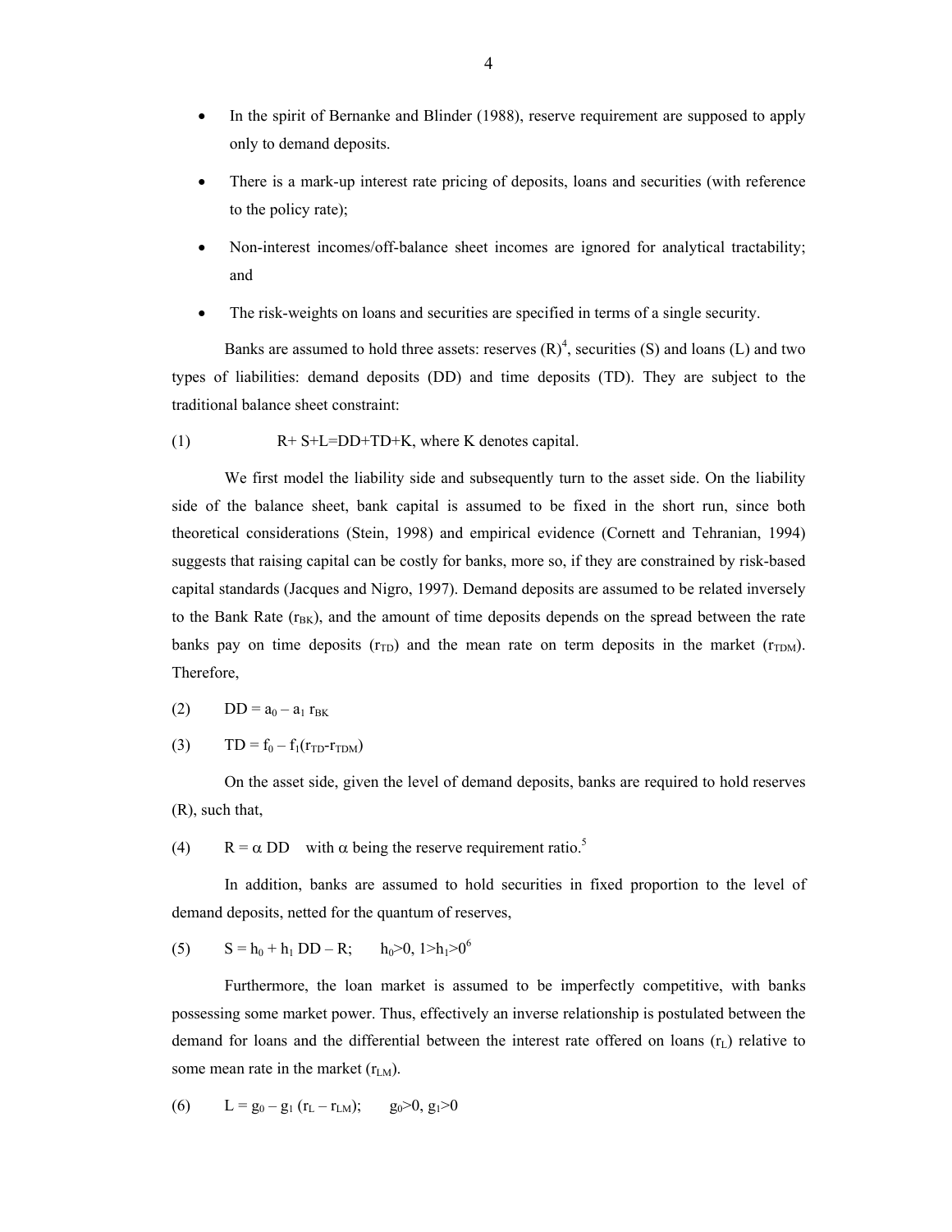- In the spirit of Bernanke and Blinder (1988), reserve requirement are supposed to apply only to demand deposits.
- There is a mark-up interest rate pricing of deposits, loans and securities (with reference to the policy rate);
- Non-interest incomes/off-balance sheet incomes are ignored for analytical tractability; and
- The risk-weights on loans and securities are specified in terms of a single security.

Banks are assumed to hold three assets: reserves (R)[4], securities (S) and loans (L) and two types of liabilities: demand deposits (DD) and time deposits (TD). They are subject to the traditional balance sheet constraint:

(1) $R + S + L = DD + TD + K$, where K denotes capital.

We first model the liability side and subsequently turn to the asset side. On the liability side of the balance sheet, bank capital is assumed to be fixed in the short run, since both theoretical considerations (Stein, 1998) and empirical evidence (Cornett and Tehranian, 1994) suggests that raising capital can be costly for banks, more so, if they are constrained by risk-based capital standards (Jacques and Nigro, 1997). Demand deposits are assumed to be related inversely to the Bank Rate ($r_{BK}$), and the amount of time deposits depends on the spread between the rate banks pay on time deposits ($r_{TD}$) and the mean rate on term deposits in the market ($r_{TDM}$). Therefore,

(2) $DD = a_0 - a_1 r_{BK}$

(3) $TD = f_0 - f_1(r_{TD} - r_{TDM})$

On the asset side, given the level of demand deposits, banks are required to hold reserves (R), such that,

(4) $R = \alpha DD$ with $\alpha$ being the reserve requirement ratio.[5]

In addition, banks are assumed to hold securities in fixed proportion to the level of demand deposits, netted for the quantum of reserves,

(5) $S = h_0 + h_1 DD - R$; $h_0 > 0$, $1 > h_1 > 0$[6]

Furthermore, the loan market is assumed to be imperfectly competitive, with banks possessing some market power. Thus, effectively an inverse relationship is postulated between the demand for loans and the differential between the interest rate offered on loans ($r_L$) relative to some mean rate in the market ($r_{LM}$).

(6) $L = g_0 - g_1 (r_L - r_{LM})$; $g_0 > 0$, $g_1 > 0$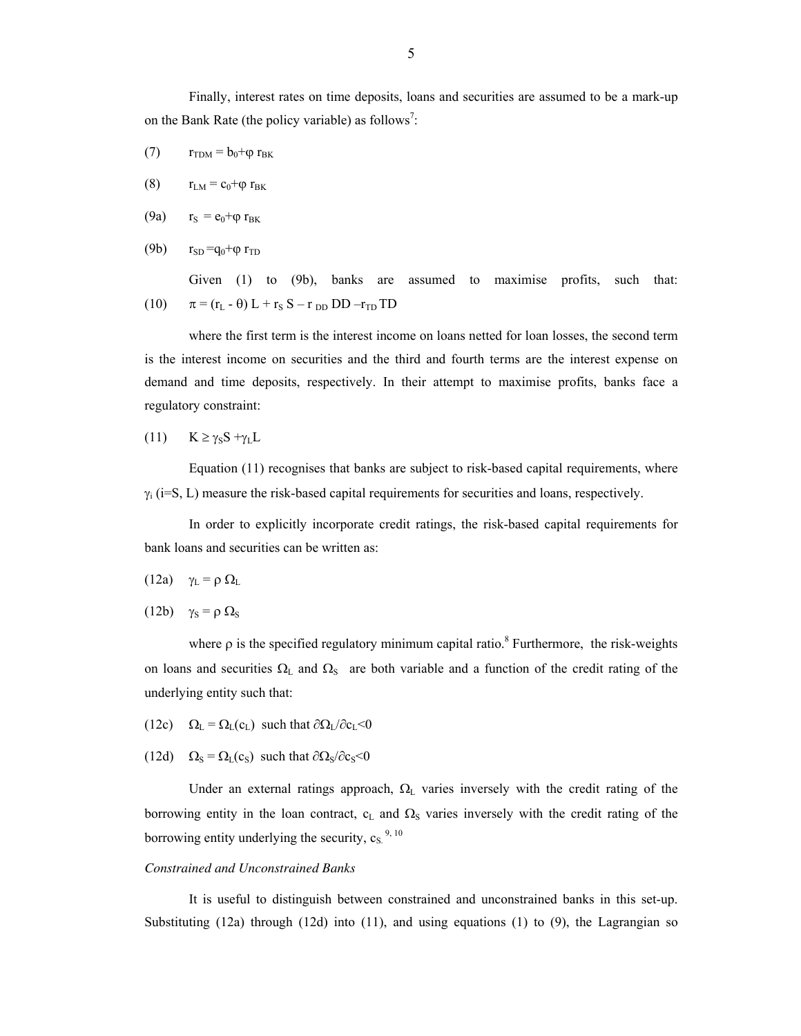Finally, interest rates on time deposits, loans and securities are assumed to be a mark-up on the Bank Rate (the policy variable) as follows[7]:

(7) $r_{TDM} = b_0 + \varphi\, r_{BK}$

(8) $r_{LM} = c_0 + \varphi\, r_{BK}$

(9a) $r_S = e_0 + \varphi\, r_{BK}$

(9b) $r_{SD} = q_0 + \varphi\, r_{TD}$

Given (1) to (9b), banks are assumed to maximise profits, such that:

(10) $\pi = (r_L - \theta)\, L + r_S\, S - r_{DD}\, DD - r_{TD}\, TD$

where the first term is the interest income on loans netted for loan losses, the second term is the interest income on securities and the third and fourth terms are the interest expense on demand and time deposits, respectively. In their attempt to maximise profits, banks face a regulatory constraint:

(11) $K \geq \gamma_S S + \gamma_L L$

Equation (11) recognises that banks are subject to risk-based capital requirements, where $\gamma_i$ (i=S, L) measure the risk-based capital requirements for securities and loans, respectively.

In order to explicitly incorporate credit ratings, the risk-based capital requirements for bank loans and securities can be written as:

(12a) $\gamma_L = \rho\, \Omega_L$

(12b) $\gamma_S = \rho\, \Omega_S$

where $\rho$ is the specified regulatory minimum capital ratio.[8] Furthermore, the risk-weights on loans and securities $\Omega_L$ and $\Omega_S$ are both variable and a function of the credit rating of the underlying entity such that:

(12c) $\Omega_L = \Omega_L(c_L)$ such that $\partial\Omega_L/\partial c_L < 0$

(12d) $\Omega_S = \Omega_L(c_S)$ such that $\partial\Omega_S/\partial c_S < 0$

Under an external ratings approach, $\Omega_L$ varies inversely with the credit rating of the borrowing entity in the loan contract, $c_L$ and $\Omega_S$ varies inversely with the credit rating of the borrowing entity underlying the security, $c_S$.[9, 10]

*Constrained and Unconstrained Banks*

It is useful to distinguish between constrained and unconstrained banks in this set-up. Substituting (12a) through (12d) into (11), and using equations (1) to (9), the Lagrangian so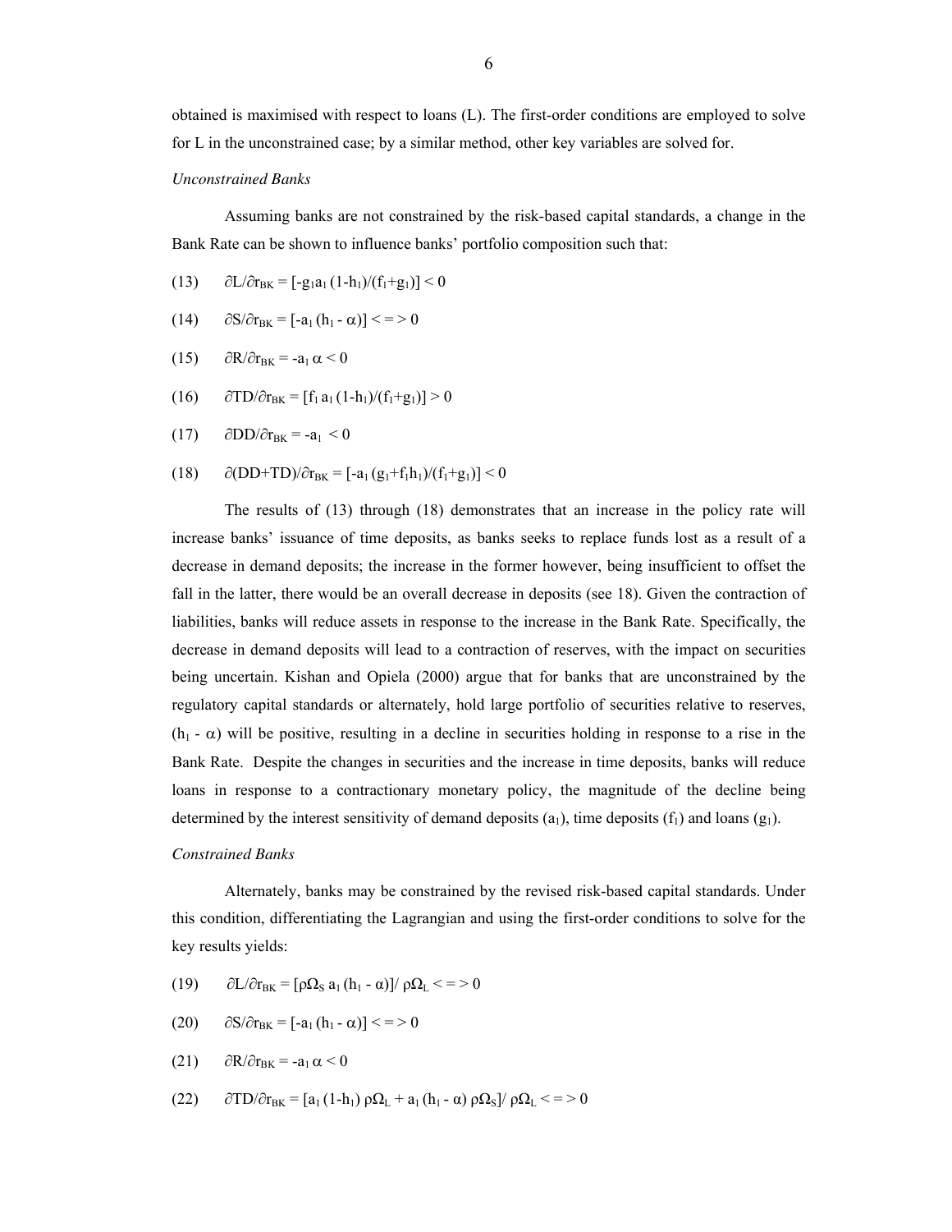obtained is maximised with respect to loans (L). The first-order conditions are employed to solve for L in the unconstrained case; by a similar method, other key variables are solved for.

*Unconstrained Banks*

Assuming banks are not constrained by the risk-based capital standards, a change in the Bank Rate can be shown to influence banks' portfolio composition such that:

(13) $\partial L/\partial r_{BK} = [-g_1 a_1 (1-h_1)/(f_1+g_1)] < 0$

(14) $\partial S/\partial r_{BK} = [-a_1 (h_1 - \alpha)] < = > 0$

(15) $\partial R/\partial r_{BK} = -a_1 \alpha < 0$

(16) $\partial TD/\partial r_{BK} = [f_1 a_1 (1-h_1)/(f_1+g_1)] > 0$

(17) $\partial DD/\partial r_{BK} = -a_1 < 0$

(18) $\partial (DD+TD)/\partial r_{BK} = [-a_1 (g_1+f_1 h_1)/(f_1+g_1)] < 0$

The results of (13) through (18) demonstrates that an increase in the policy rate will increase banks' issuance of time deposits, as banks seeks to replace funds lost as a result of a decrease in demand deposits; the increase in the former however, being insufficient to offset the fall in the latter, there would be an overall decrease in deposits (see 18). Given the contraction of liabilities, banks will reduce assets in response to the increase in the Bank Rate. Specifically, the decrease in demand deposits will lead to a contraction of reserves, with the impact on securities being uncertain. Kishan and Opiela (2000) argue that for banks that are unconstrained by the regulatory capital standards or alternately, hold large portfolio of securities relative to reserves, $(h_1 - \alpha)$ will be positive, resulting in a decline in securities holding in response to a rise in the Bank Rate. Despite the changes in securities and the increase in time deposits, banks will reduce loans in response to a contractionary monetary policy, the magnitude of the decline being determined by the interest sensitivity of demand deposits ($a_1$), time deposits ($f_1$) and loans ($g_1$).

*Constrained Banks*

Alternately, banks may be constrained by the revised risk-based capital standards. Under this condition, differentiating the Lagrangian and using the first-order conditions to solve for the key results yields:

(19) $\partial L/\partial r_{BK} = [\rho\Omega_S \, a_1 (h_1 - \alpha)]/ \rho\Omega_L < = > 0$

(20) $\partial S/\partial r_{BK} = [-a_1 (h_1 - \alpha)] < = > 0$

(21) $\partial R/\partial r_{BK} = -a_1 \alpha < 0$

(22) $\partial TD/\partial r_{BK} = [a_1 (1-h_1) \rho\Omega_L + a_1 (h_1 - \alpha) \rho\Omega_S]/ \rho\Omega_L < = > 0$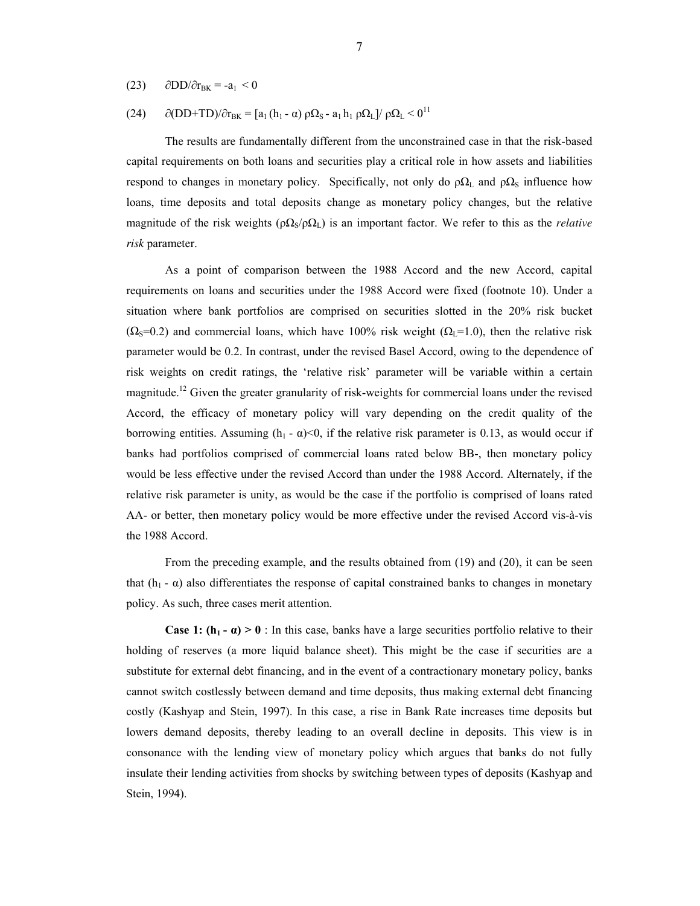(23) $\partial DD/\partial r_{BK} = -a_1 < 0$

(24) $\partial(DD+TD)/\partial r_{BK} = [a_1 (h_1 - \alpha) \rho\Omega_S - a_1 h_1 \rho\Omega_L]/ \rho\Omega_L < 0$[11]

The results are fundamentally different from the unconstrained case in that the risk-based capital requirements on both loans and securities play a critical role in how assets and liabilities respond to changes in monetary policy. Specifically, not only do $\rho\Omega_L$ and $\rho\Omega_S$ influence how loans, time deposits and total deposits change as monetary policy changes, but the relative magnitude of the risk weights ($\rho\Omega_S/\rho\Omega_L$) is an important factor. We refer to this as the *relative risk* parameter.

As a point of comparison between the 1988 Accord and the new Accord, capital requirements on loans and securities under the 1988 Accord were fixed (footnote 10). Under a situation where bank portfolios are comprised on securities slotted in the 20% risk bucket ($\Omega_S$=0.2) and commercial loans, which have 100% risk weight ($\Omega_L$=1.0), then the relative risk parameter would be 0.2. In contrast, under the revised Basel Accord, owing to the dependence of risk weights on credit ratings, the 'relative risk' parameter will be variable within a certain magnitude.[12] Given the greater granularity of risk-weights for commercial loans under the revised Accord, the efficacy of monetary policy will vary depending on the credit quality of the borrowing entities. Assuming ($h_1 - \alpha$)<0, if the relative risk parameter is 0.13, as would occur if banks had portfolios comprised of commercial loans rated below BB-, then monetary policy would be less effective under the revised Accord than under the 1988 Accord. Alternately, if the relative risk parameter is unity, as would be the case if the portfolio is comprised of loans rated AA- or better, then monetary policy would be more effective under the revised Accord vis-à-vis the 1988 Accord.

From the preceding example, and the results obtained from (19) and (20), it can be seen that ($h_1 - \alpha$) also differentiates the response of capital constrained banks to changes in monetary policy. As such, three cases merit attention.

**Case 1: ($h_1 - \alpha$) > 0** : In this case, banks have a large securities portfolio relative to their holding of reserves (a more liquid balance sheet). This might be the case if securities are a substitute for external debt financing, and in the event of a contractionary monetary policy, banks cannot switch costlessly between demand and time deposits, thus making external debt financing costly (Kashyap and Stein, 1997). In this case, a rise in Bank Rate increases time deposits but lowers demand deposits, thereby leading to an overall decline in deposits. This view is in consonance with the lending view of monetary policy which argues that banks do not fully insulate their lending activities from shocks by switching between types of deposits (Kashyap and Stein, 1994).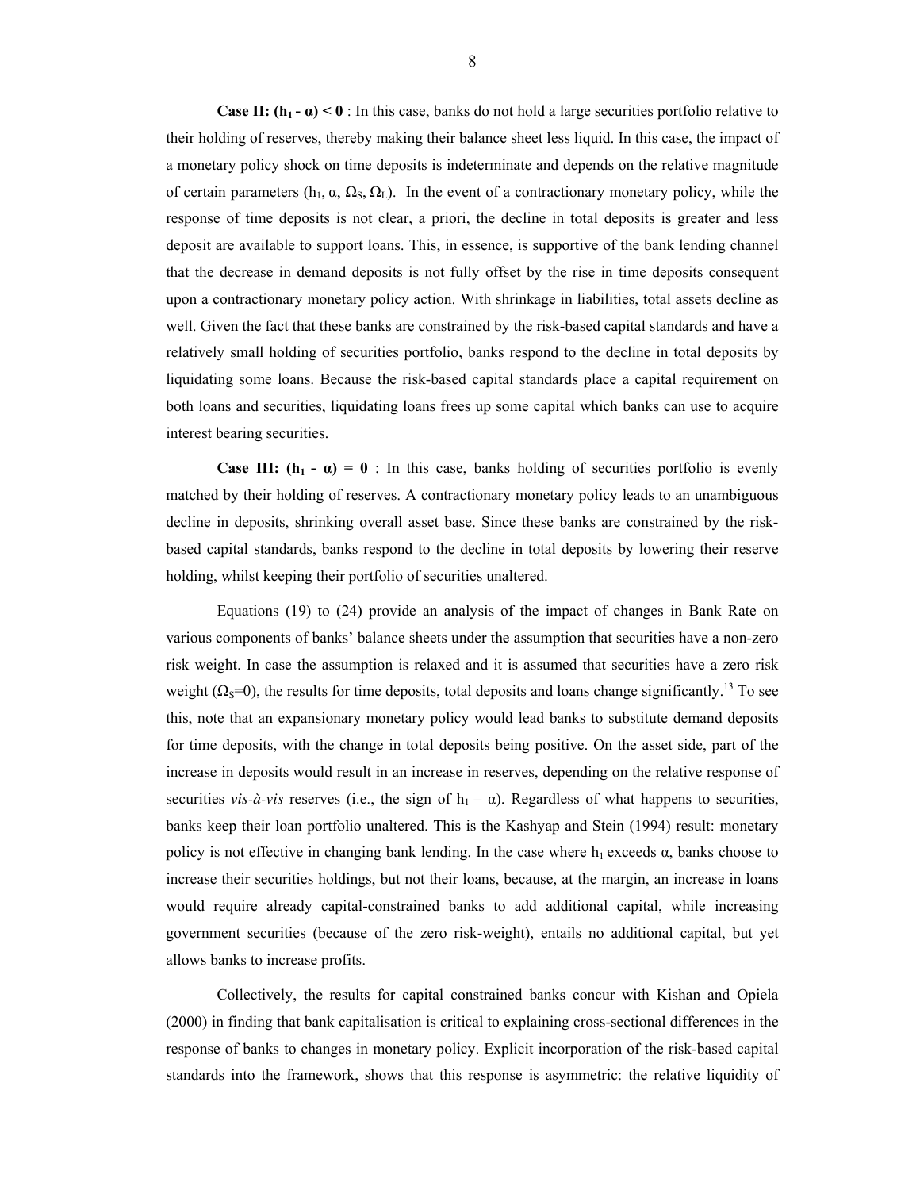**Case II: $(h_1 - \alpha) < 0$** : In this case, banks do not hold a large securities portfolio relative to their holding of reserves, thereby making their balance sheet less liquid. In this case, the impact of a monetary policy shock on time deposits is indeterminate and depends on the relative magnitude of certain parameters ($h_1$, $\alpha$, $\Omega_S$, $\Omega_L$). In the event of a contractionary monetary policy, while the response of time deposits is not clear, a priori, the decline in total deposits is greater and less deposit are available to support loans. This, in essence, is supportive of the bank lending channel that the decrease in demand deposits is not fully offset by the rise in time deposits consequent upon a contractionary monetary policy action. With shrinkage in liabilities, total assets decline as well. Given the fact that these banks are constrained by the risk-based capital standards and have a relatively small holding of securities portfolio, banks respond to the decline in total deposits by liquidating some loans. Because the risk-based capital standards place a capital requirement on both loans and securities, liquidating loans frees up some capital which banks can use to acquire interest bearing securities.

**Case III: $(h_1 - \alpha) = 0$** : In this case, banks holding of securities portfolio is evenly matched by their holding of reserves. A contractionary monetary policy leads to an unambiguous decline in deposits, shrinking overall asset base. Since these banks are constrained by the risk-based capital standards, banks respond to the decline in total deposits by lowering their reserve holding, whilst keeping their portfolio of securities unaltered.

Equations (19) to (24) provide an analysis of the impact of changes in Bank Rate on various components of banks' balance sheets under the assumption that securities have a non-zero risk weight. In case the assumption is relaxed and it is assumed that securities have a zero risk weight ($\Omega_S$=0), the results for time deposits, total deposits and loans change significantly.[13] To see this, note that an expansionary monetary policy would lead banks to substitute demand deposits for time deposits, with the change in total deposits being positive. On the asset side, part of the increase in deposits would result in an increase in reserves, depending on the relative response of securities *vis-à-vis* reserves (i.e., the sign of $h_1 - \alpha$). Regardless of what happens to securities, banks keep their loan portfolio unaltered. This is the Kashyap and Stein (1994) result: monetary policy is not effective in changing bank lending. In the case where $h_1$ exceeds $\alpha$, banks choose to increase their securities holdings, but not their loans, because, at the margin, an increase in loans would require already capital-constrained banks to add additional capital, while increasing government securities (because of the zero risk-weight), entails no additional capital, but yet allows banks to increase profits.

Collectively, the results for capital constrained banks concur with Kishan and Opiela (2000) in finding that bank capitalisation is critical to explaining cross-sectional differences in the response of banks to changes in monetary policy. Explicit incorporation of the risk-based capital standards into the framework, shows that this response is asymmetric: the relative liquidity of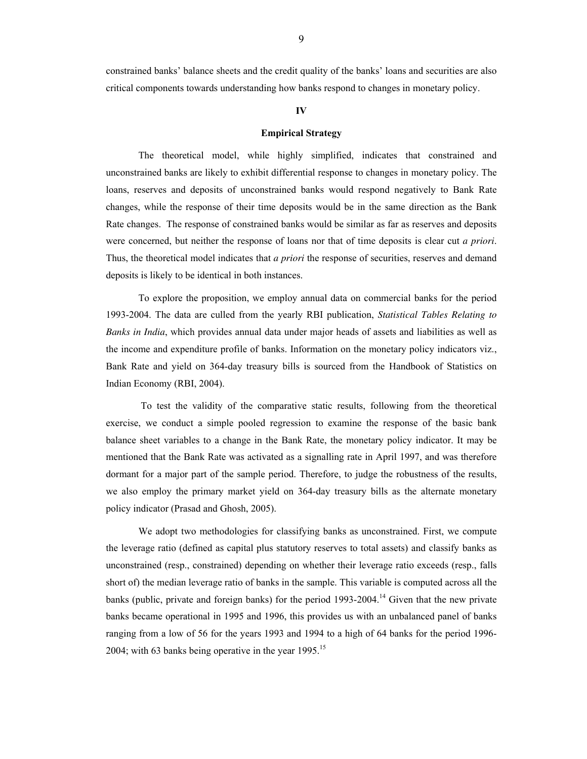constrained banks' balance sheets and the credit quality of the banks' loans and securities are also critical components towards understanding how banks respond to changes in monetary policy.

## IV

## Empirical Strategy

The theoretical model, while highly simplified, indicates that constrained and unconstrained banks are likely to exhibit differential response to changes in monetary policy. The loans, reserves and deposits of unconstrained banks would respond negatively to Bank Rate changes, while the response of their time deposits would be in the same direction as the Bank Rate changes. The response of constrained banks would be similar as far as reserves and deposits were concerned, but neither the response of loans nor that of time deposits is clear cut *a priori*. Thus, the theoretical model indicates that *a priori* the response of securities, reserves and demand deposits is likely to be identical in both instances.

To explore the proposition, we employ annual data on commercial banks for the period 1993-2004. The data are culled from the yearly RBI publication, *Statistical Tables Relating to Banks in India*, which provides annual data under major heads of assets and liabilities as well as the income and expenditure profile of banks. Information on the monetary policy indicators viz., Bank Rate and yield on 364-day treasury bills is sourced from the Handbook of Statistics on Indian Economy (RBI, 2004).

To test the validity of the comparative static results, following from the theoretical exercise, we conduct a simple pooled regression to examine the response of the basic bank balance sheet variables to a change in the Bank Rate, the monetary policy indicator. It may be mentioned that the Bank Rate was activated as a signalling rate in April 1997, and was therefore dormant for a major part of the sample period. Therefore, to judge the robustness of the results, we also employ the primary market yield on 364-day treasury bills as the alternate monetary policy indicator (Prasad and Ghosh, 2005).

We adopt two methodologies for classifying banks as unconstrained. First, we compute the leverage ratio (defined as capital plus statutory reserves to total assets) and classify banks as unconstrained (resp., constrained) depending on whether their leverage ratio exceeds (resp., falls short of) the median leverage ratio of banks in the sample. This variable is computed across all the banks (public, private and foreign banks) for the period 1993-2004.[14] Given that the new private banks became operational in 1995 and 1996, this provides us with an unbalanced panel of banks ranging from a low of 56 for the years 1993 and 1994 to a high of 64 banks for the period 1996-2004; with 63 banks being operative in the year 1995.[15]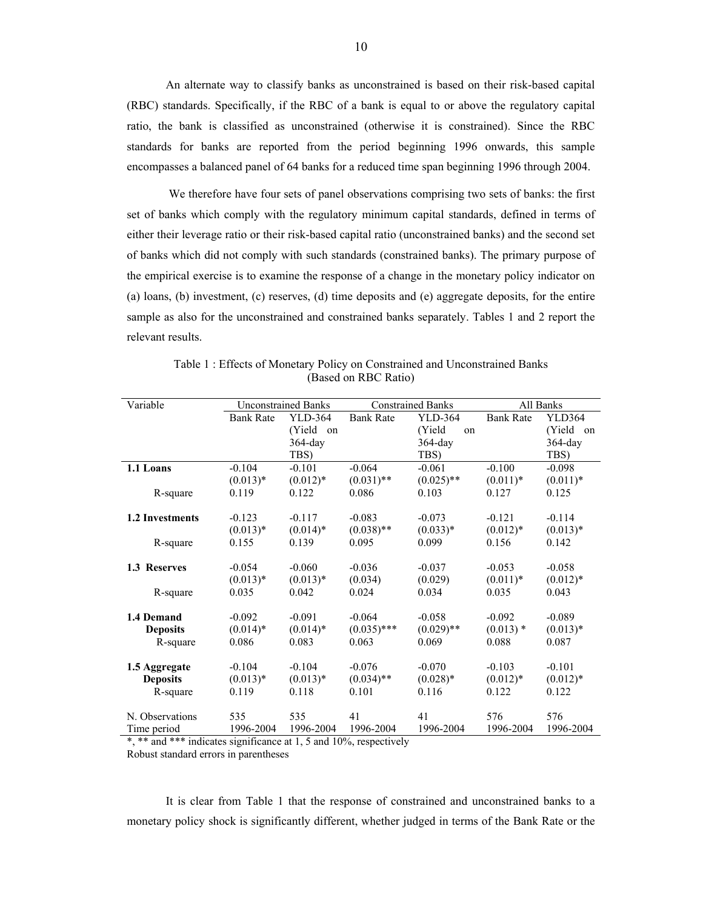An alternate way to classify banks as unconstrained is based on their risk-based capital (RBC) standards. Specifically, if the RBC of a bank is equal to or above the regulatory capital ratio, the bank is classified as unconstrained (otherwise it is constrained). Since the RBC standards for banks are reported from the period beginning 1996 onwards, this sample encompasses a balanced panel of 64 banks for a reduced time span beginning 1996 through 2004.

We therefore have four sets of panel observations comprising two sets of banks: the first set of banks which comply with the regulatory minimum capital standards, defined in terms of either their leverage ratio or their risk-based capital ratio (unconstrained banks) and the second set of banks which did not comply with such standards (constrained banks). The primary purpose of the empirical exercise is to examine the response of a change in the monetary policy indicator on (a) loans, (b) investment, (c) reserves, (d) time deposits and (e) aggregate deposits, for the entire sample as also for the unconstrained and constrained banks separately. Tables 1 and 2 report the relevant results.

Table 1 : Effects of Monetary Policy on Constrained and Unconstrained Banks (Based on RBC Ratio)

| Variable | Unconstrained Banks | | Constrained Banks | | All Banks | |
|---|---|---|---|---|---|---|
| | Bank Rate | YLD-364 (Yield on 364-day TBS) | Bank Rate | YLD-364 (Yield on 364-day TBS) | Bank Rate | YLD364 (Yield on 364-day TBS) |
| **1.1 Loans** | -0.104 | -0.101 | -0.064 | -0.061 | -0.100 | -0.098 |
| | (0.013)* | (0.012)* | (0.031)** | (0.025)** | (0.011)* | (0.011)* |
| R-square | 0.119 | 0.122 | 0.086 | 0.103 | 0.127 | 0.125 |
| **1.2 Investments** | -0.123 | -0.117 | -0.083 | -0.073 | -0.121 | -0.114 |
| | (0.013)* | (0.014)* | (0.038)** | (0.033)* | (0.012)* | (0.013)* |
| R-square | 0.155 | 0.139 | 0.095 | 0.099 | 0.156 | 0.142 |
| **1.3 Reserves** | -0.054 | -0.060 | -0.036 | -0.037 | -0.053 | -0.058 |
| | (0.013)* | (0.013)* | (0.034) | (0.029) | (0.011)* | (0.012)* |
| R-square | 0.035 | 0.042 | 0.024 | 0.034 | 0.035 | 0.043 |
| **1.4 Demand Deposits** | -0.092 | -0.091 | -0.064 | -0.058 | -0.092 | -0.089 |
| | (0.014)* | (0.014)* | (0.035)*** | (0.029)** | (0.013) * | (0.013)* |
| R-square | 0.086 | 0.083 | 0.063 | 0.069 | 0.088 | 0.087 |
| **1.5 Aggregate Deposits** | -0.104 | -0.104 | -0.076 | -0.070 | -0.103 | -0.101 |
| | (0.013)* | (0.013)* | (0.034)** | (0.028)* | (0.012)* | (0.012)* |
| R-square | 0.119 | 0.118 | 0.101 | 0.116 | 0.122 | 0.122 |
| N. Observations | 535 | 535 | 41 | 41 | 576 | 576 |
| Time period | 1996-2004 | 1996-2004 | 1996-2004 | 1996-2004 | 1996-2004 | 1996-2004 |

*, ** and *** indicates significance at 1, 5 and 10%, respectively
Robust standard errors in parentheses

It is clear from Table 1 that the response of constrained and unconstrained banks to a monetary policy shock is significantly different, whether judged in terms of the Bank Rate or the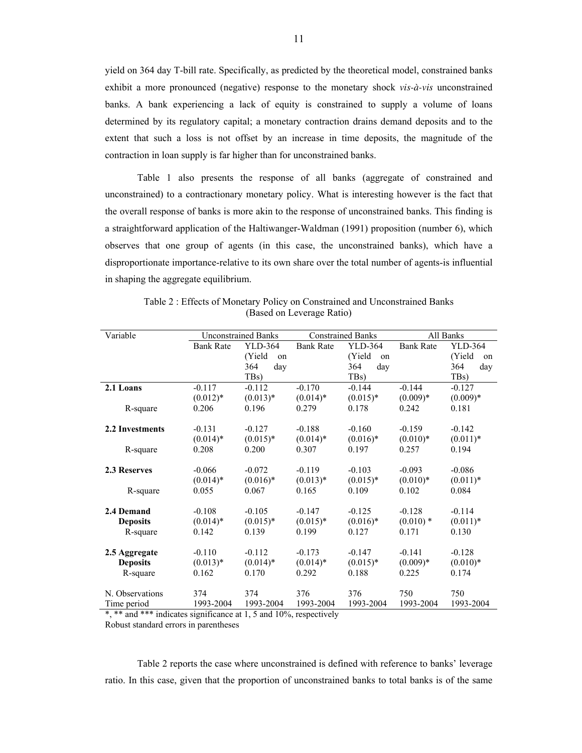yield on 364 day T-bill rate. Specifically, as predicted by the theoretical model, constrained banks exhibit a more pronounced (negative) response to the monetary shock *vis-à-vis* unconstrained banks. A bank experiencing a lack of equity is constrained to supply a volume of loans determined by its regulatory capital; a monetary contraction drains demand deposits and to the extent that such a loss is not offset by an increase in time deposits, the magnitude of the contraction in loan supply is far higher than for unconstrained banks.

Table 1 also presents the response of all banks (aggregate of constrained and unconstrained) to a contractionary monetary policy. What is interesting however is the fact that the overall response of banks is more akin to the response of unconstrained banks. This finding is a straightforward application of the Haltiwanger-Waldman (1991) proposition (number 6), which observes that one group of agents (in this case, the unconstrained banks), which have a disproportionate importance-relative to its own share over the total number of agents-is influential in shaping the aggregate equilibrium.

Table 2 : Effects of Monetary Policy on Constrained and Unconstrained Banks (Based on Leverage Ratio)

| Variable | Unconstrained Banks | | Constrained Banks | | All Banks | |
|---|---|---|---|---|---|---|
| | Bank Rate | YLD-364 (Yield on 364 day TBs) | Bank Rate | YLD-364 (Yield on 364 day TBs) | Bank Rate | YLD-364 (Yield on 364 day TBs) |
| **2.1 Loans** | -0.117 | -0.112 | -0.170 | -0.144 | -0.144 | -0.127 |
| | (0.012)* | (0.013)* | (0.014)* | (0.015)* | (0.009)* | (0.009)* |
| R-square | 0.206 | 0.196 | 0.279 | 0.178 | 0.242 | 0.181 |
| **2.2 Investments** | -0.131 | -0.127 | -0.188 | -0.160 | -0.159 | -0.142 |
| | (0.014)* | (0.015)* | (0.014)* | (0.016)* | (0.010)* | (0.011)* |
| R-square | 0.208 | 0.200 | 0.307 | 0.197 | 0.257 | 0.194 |
| **2.3 Reserves** | -0.066 | -0.072 | -0.119 | -0.103 | -0.093 | -0.086 |
| | (0.014)* | (0.016)* | (0.013)* | (0.015)* | (0.010)* | (0.011)* |
| R-square | 0.055 | 0.067 | 0.165 | 0.109 | 0.102 | 0.084 |
| **2.4 Demand Deposits** | -0.108 | -0.105 | -0.147 | -0.125 | -0.128 | -0.114 |
| | (0.014)* | (0.015)* | (0.015)* | (0.016)* | (0.010) * | (0.011)* |
| R-square | 0.142 | 0.139 | 0.199 | 0.127 | 0.171 | 0.130 |
| **2.5 Aggregate Deposits** | -0.110 | -0.112 | -0.173 | -0.147 | -0.141 | -0.128 |
| | (0.013)* | (0.014)* | (0.014)* | (0.015)* | (0.009)* | (0.010)* |
| R-square | 0.162 | 0.170 | 0.292 | 0.188 | 0.225 | 0.174 |
| N. Observations | 374 | 374 | 376 | 376 | 750 | 750 |
| Time period | 1993-2004 | 1993-2004 | 1993-2004 | 1993-2004 | 1993-2004 | 1993-2004 |

*, ** and *** indicates significance at 1, 5 and 10%, respectively
Robust standard errors in parentheses

Table 2 reports the case where unconstrained is defined with reference to banks' leverage ratio. In this case, given that the proportion of unconstrained banks to total banks is of the same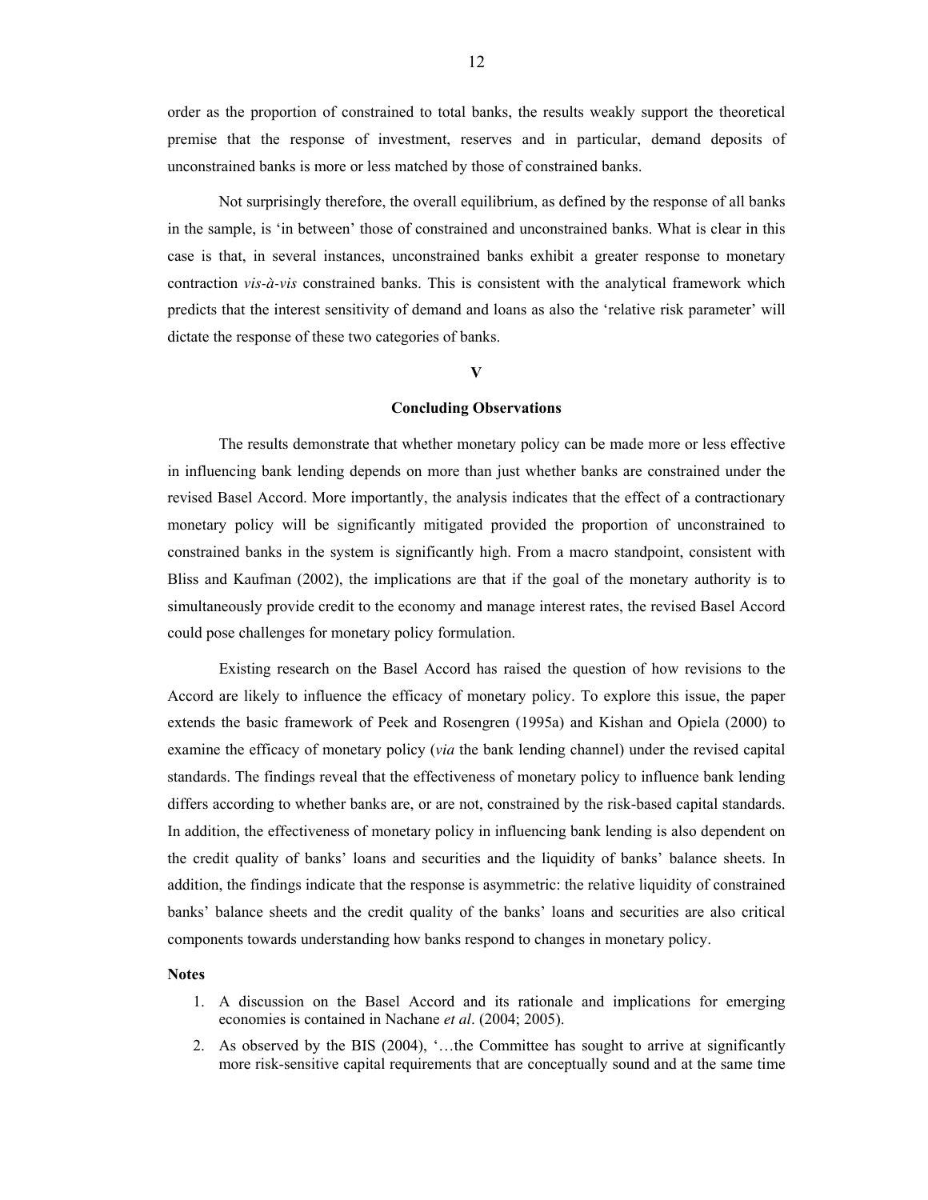order as the proportion of constrained to total banks, the results weakly support the theoretical premise that the response of investment, reserves and in particular, demand deposits of unconstrained banks is more or less matched by those of constrained banks.

Not surprisingly therefore, the overall equilibrium, as defined by the response of all banks in the sample, is 'in between' those of constrained and unconstrained banks. What is clear in this case is that, in several instances, unconstrained banks exhibit a greater response to monetary contraction *vis-à-vis* constrained banks. This is consistent with the analytical framework which predicts that the interest sensitivity of demand and loans as also the 'relative risk parameter' will dictate the response of these two categories of banks.

## V

## Concluding Observations

The results demonstrate that whether monetary policy can be made more or less effective in influencing bank lending depends on more than just whether banks are constrained under the revised Basel Accord. More importantly, the analysis indicates that the effect of a contractionary monetary policy will be significantly mitigated provided the proportion of unconstrained to constrained banks in the system is significantly high. From a macro standpoint, consistent with Bliss and Kaufman (2002), the implications are that if the goal of the monetary authority is to simultaneously provide credit to the economy and manage interest rates, the revised Basel Accord could pose challenges for monetary policy formulation.

Existing research on the Basel Accord has raised the question of how revisions to the Accord are likely to influence the efficacy of monetary policy. To explore this issue, the paper extends the basic framework of Peek and Rosengren (1995a) and Kishan and Opiela (2000) to examine the efficacy of monetary policy (*via* the bank lending channel) under the revised capital standards. The findings reveal that the effectiveness of monetary policy to influence bank lending differs according to whether banks are, or are not, constrained by the risk-based capital standards. In addition, the effectiveness of monetary policy in influencing bank lending is also dependent on the credit quality of banks' loans and securities and the liquidity of banks' balance sheets. In addition, the findings indicate that the response is asymmetric: the relative liquidity of constrained banks' balance sheets and the credit quality of the banks' loans and securities are also critical components towards understanding how banks respond to changes in monetary policy.

**Notes**

1. A discussion on the Basel Accord and its rationale and implications for emerging economies is contained in Nachane *et al*. (2004; 2005).
2. As observed by the BIS (2004), '…the Committee has sought to arrive at significantly more risk-sensitive capital requirements that are conceptually sound and at the same time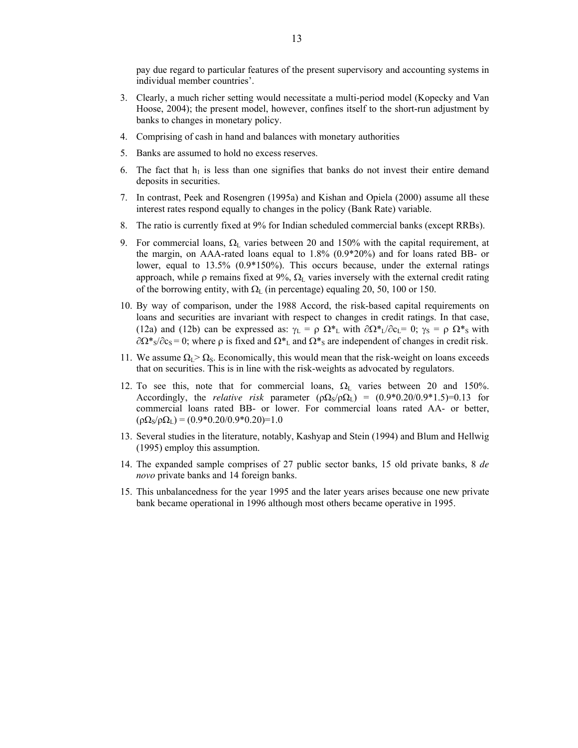pay due regard to particular features of the present supervisory and accounting systems in individual member countries'.

3. Clearly, a much richer setting would necessitate a multi-period model (Kopecky and Van Hoose, 2004); the present model, however, confines itself to the short-run adjustment by banks to changes in monetary policy.
4. Comprising of cash in hand and balances with monetary authorities
5. Banks are assumed to hold no excess reserves.
6. The fact that $h_1$ is less than one signifies that banks do not invest their entire demand deposits in securities.
7. In contrast, Peek and Rosengren (1995a) and Kishan and Opiela (2000) assume all these interest rates respond equally to changes in the policy (Bank Rate) variable.
8. The ratio is currently fixed at 9% for Indian scheduled commercial banks (except RRBs).
9. For commercial loans, $\Omega_L$ varies between 20 and 150% with the capital requirement, at the margin, on AAA-rated loans equal to 1.8% (0.9*20%) and for loans rated BB- or lower, equal to 13.5% (0.9*150%). This occurs because, under the external ratings approach, while $\rho$ remains fixed at 9%, $\Omega_L$ varies inversely with the external credit rating of the borrowing entity, with $\Omega_L$ (in percentage) equaling 20, 50, 100 or 150.
10. By way of comparison, under the 1988 Accord, the risk-based capital requirements on loans and securities are invariant with respect to changes in credit ratings. In that case, (12a) and (12b) can be expressed as: $\gamma_L = \rho\ \Omega^*_L$ with $\partial\Omega^*_L/\partial c_L = 0$; $\gamma_S = \rho\ \Omega^*_S$ with $\partial\Omega^*_S/\partial c_S = 0$; where $\rho$ is fixed and $\Omega^*_L$ and $\Omega^*_S$ are independent of changes in credit risk.
11. We assume $\Omega_L > \Omega_S$. Economically, this would mean that the risk-weight on loans exceeds that on securities. This is in line with the risk-weights as advocated by regulators.
12. To see this, note that for commercial loans, $\Omega_L$ varies between 20 and 150%. Accordingly, the *relative risk* parameter $(\rho\Omega_S/\rho\Omega_L) = (0.9*0.20/0.9*1.5) = 0.13$ for commercial loans rated BB- or lower. For commercial loans rated AA- or better, $(\rho\Omega_S/\rho\Omega_L) = (0.9*0.20/0.9*0.20) = 1.0$
13. Several studies in the literature, notably, Kashyap and Stein (1994) and Blum and Hellwig (1995) employ this assumption.
14. The expanded sample comprises of 27 public sector banks, 15 old private banks, 8 *de novo* private banks and 14 foreign banks.
15. This unbalancedness for the year 1995 and the later years arises because one new private bank became operational in 1996 although most others became operative in 1995.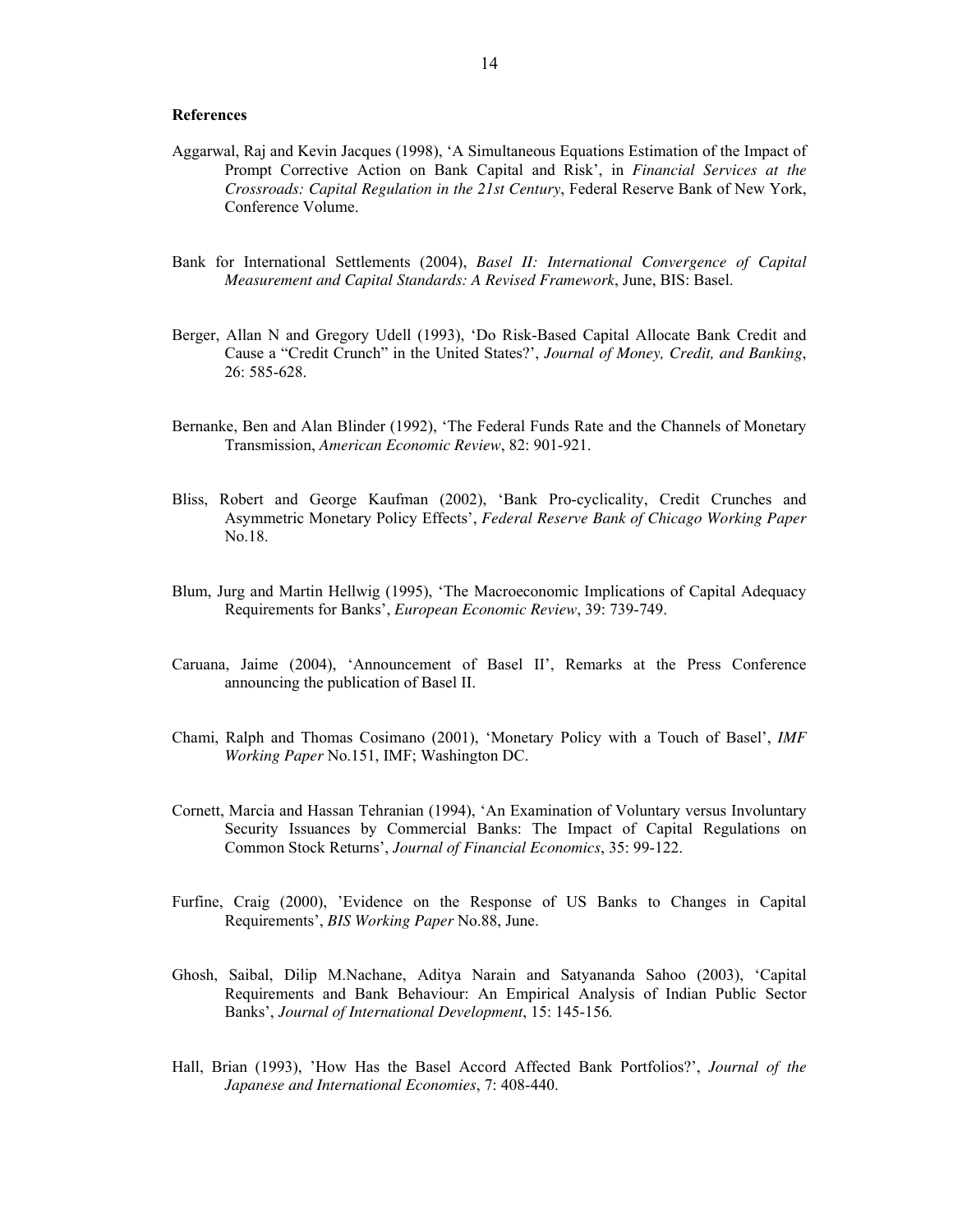**References**

Aggarwal, Raj and Kevin Jacques (1998), 'A Simultaneous Equations Estimation of the Impact of Prompt Corrective Action on Bank Capital and Risk', in *Financial Services at the Crossroads: Capital Regulation in the 21st Century*, Federal Reserve Bank of New York, Conference Volume.

Bank for International Settlements (2004), *Basel II: International Convergence of Capital Measurement and Capital Standards: A Revised Framework*, June, BIS: Basel.

Berger, Allan N and Gregory Udell (1993), 'Do Risk-Based Capital Allocate Bank Credit and Cause a "Credit Crunch" in the United States?', *Journal of Money, Credit, and Banking*, 26: 585-628.

Bernanke, Ben and Alan Blinder (1992), 'The Federal Funds Rate and the Channels of Monetary Transmission, *American Economic Review*, 82: 901-921.

Bliss, Robert and George Kaufman (2002), 'Bank Pro-cyclicality, Credit Crunches and Asymmetric Monetary Policy Effects', *Federal Reserve Bank of Chicago Working Paper* No.18.

Blum, Jurg and Martin Hellwig (1995), 'The Macroeconomic Implications of Capital Adequacy Requirements for Banks', *European Economic Review*, 39: 739-749.

Caruana, Jaime (2004), 'Announcement of Basel II', Remarks at the Press Conference announcing the publication of Basel II.

Chami, Ralph and Thomas Cosimano (2001), 'Monetary Policy with a Touch of Basel', *IMF Working Paper* No.151, IMF; Washington DC.

Cornett, Marcia and Hassan Tehranian (1994), 'An Examination of Voluntary versus Involuntary Security Issuances by Commercial Banks: The Impact of Capital Regulations on Common Stock Returns', *Journal of Financial Economics*, 35: 99-122.

Furfine, Craig (2000), 'Evidence on the Response of US Banks to Changes in Capital Requirements', *BIS Working Paper* No.88, June.

Ghosh, Saibal, Dilip M.Nachane, Aditya Narain and Satyananda Sahoo (2003), 'Capital Requirements and Bank Behaviour: An Empirical Analysis of Indian Public Sector Banks', *Journal of International Development*, 15: 145-156.

Hall, Brian (1993), 'How Has the Basel Accord Affected Bank Portfolios?', *Journal of the Japanese and International Economies*, 7: 408-440.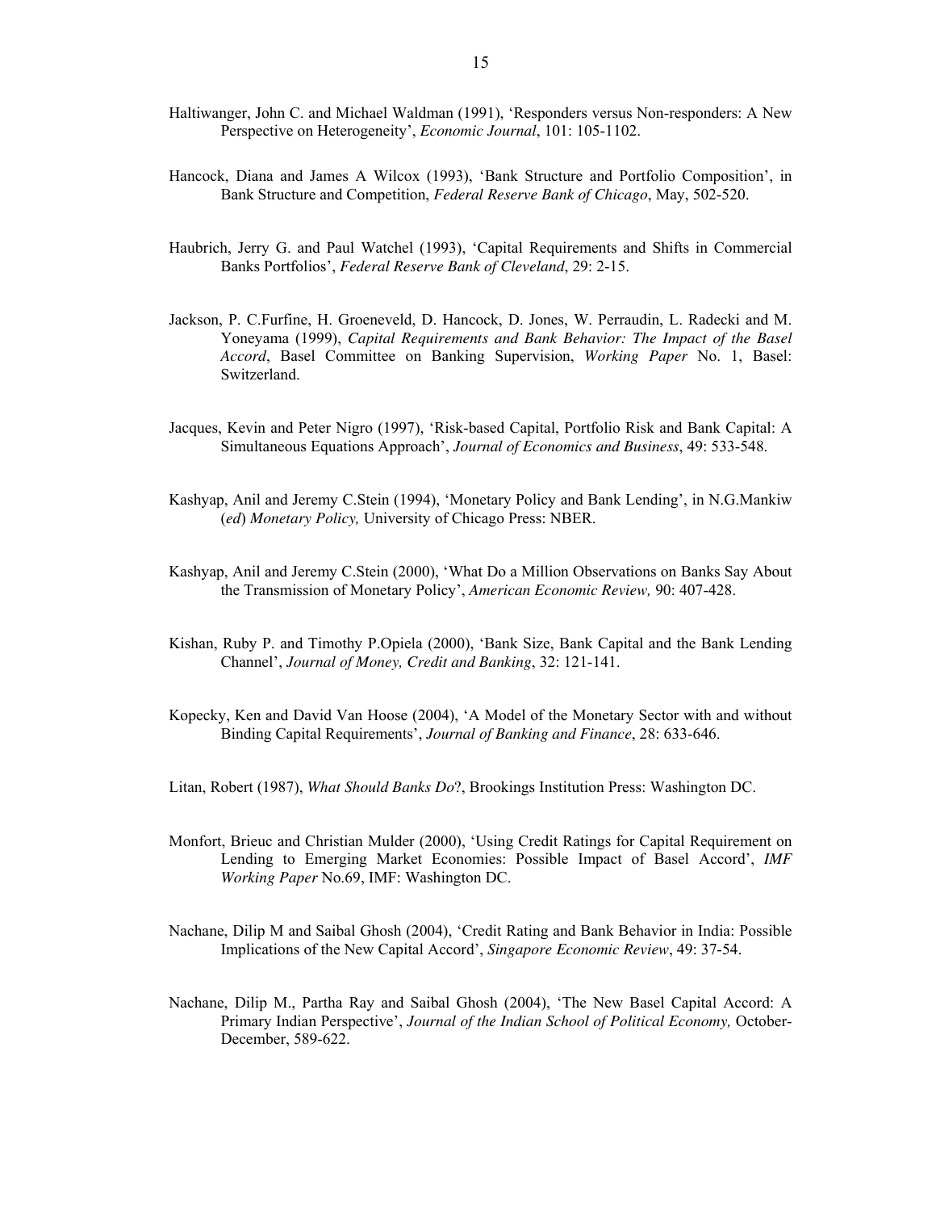Haltiwanger, John C. and Michael Waldman (1991), 'Responders versus Non-responders: A New Perspective on Heterogeneity', *Economic Journal*, 101: 105-1102.

Hancock, Diana and James A Wilcox (1993), 'Bank Structure and Portfolio Composition', in Bank Structure and Competition, *Federal Reserve Bank of Chicago*, May, 502-520.

Haubrich, Jerry G. and Paul Watchel (1993), 'Capital Requirements and Shifts in Commercial Banks Portfolios', *Federal Reserve Bank of Cleveland*, 29: 2-15.

Jackson, P. C.Furfine, H. Groeneveld, D. Hancock, D. Jones, W. Perraudin, L. Radecki and M. Yoneyama (1999), *Capital Requirements and Bank Behavior: The Impact of the Basel Accord*, Basel Committee on Banking Supervision, *Working Paper* No. 1, Basel: Switzerland.

Jacques, Kevin and Peter Nigro (1997), 'Risk-based Capital, Portfolio Risk and Bank Capital: A Simultaneous Equations Approach', *Journal of Economics and Business*, 49: 533-548.

Kashyap, Anil and Jeremy C.Stein (1994), 'Monetary Policy and Bank Lending', in N.G.Mankiw (*ed*) *Monetary Policy,* University of Chicago Press: NBER.

Kashyap, Anil and Jeremy C.Stein (2000), 'What Do a Million Observations on Banks Say About the Transmission of Monetary Policy', *American Economic Review,* 90: 407-428.

Kishan, Ruby P. and Timothy P.Opiela (2000), 'Bank Size, Bank Capital and the Bank Lending Channel', *Journal of Money, Credit and Banking*, 32: 121-141.

Kopecky, Ken and David Van Hoose (2004), 'A Model of the Monetary Sector with and without Binding Capital Requirements', *Journal of Banking and Finance*, 28: 633-646.

Litan, Robert (1987), *What Should Banks Do*?, Brookings Institution Press: Washington DC.

Monfort, Brieuc and Christian Mulder (2000), 'Using Credit Ratings for Capital Requirement on Lending to Emerging Market Economies: Possible Impact of Basel Accord', *IMF Working Paper* No.69, IMF: Washington DC.

Nachane, Dilip M and Saibal Ghosh (2004), 'Credit Rating and Bank Behavior in India: Possible Implications of the New Capital Accord', *Singapore Economic Review*, 49: 37-54.

Nachane, Dilip M., Partha Ray and Saibal Ghosh (2004), 'The New Basel Capital Accord: A Primary Indian Perspective', *Journal of the Indian School of Political Economy,* October-December, 589-622.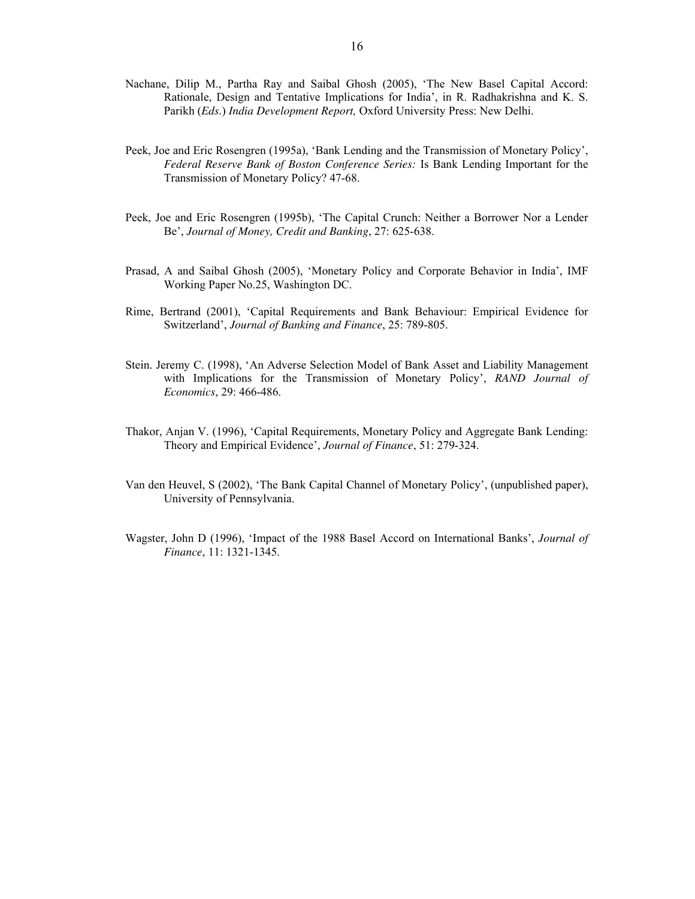Nachane, Dilip M., Partha Ray and Saibal Ghosh (2005), 'The New Basel Capital Accord: Rationale, Design and Tentative Implications for India', in R. Radhakrishna and K. S. Parikh (*Eds*.) *India Development Report,* Oxford University Press: New Delhi.

Peek, Joe and Eric Rosengren (1995a), 'Bank Lending and the Transmission of Monetary Policy', *Federal Reserve Bank of Boston Conference Series:* Is Bank Lending Important for the Transmission of Monetary Policy? 47-68.

Peek, Joe and Eric Rosengren (1995b), 'The Capital Crunch: Neither a Borrower Nor a Lender Be', *Journal of Money, Credit and Banking*, 27: 625-638.

Prasad, A and Saibal Ghosh (2005), 'Monetary Policy and Corporate Behavior in India', IMF Working Paper No.25, Washington DC.

Rime, Bertrand (2001), 'Capital Requirements and Bank Behaviour: Empirical Evidence for Switzerland', *Journal of Banking and Finance*, 25: 789-805.

Stein. Jeremy C. (1998), 'An Adverse Selection Model of Bank Asset and Liability Management with Implications for the Transmission of Monetary Policy', *RAND Journal of Economics*, 29: 466-486.

Thakor, Anjan V. (1996), 'Capital Requirements, Monetary Policy and Aggregate Bank Lending: Theory and Empirical Evidence', *Journal of Finance*, 51: 279-324.

Van den Heuvel, S (2002), 'The Bank Capital Channel of Monetary Policy', (unpublished paper), University of Pennsylvania.

Wagster, John D (1996), 'Impact of the 1988 Basel Accord on International Banks', *Journal of Finance*, 11: 1321-1345.